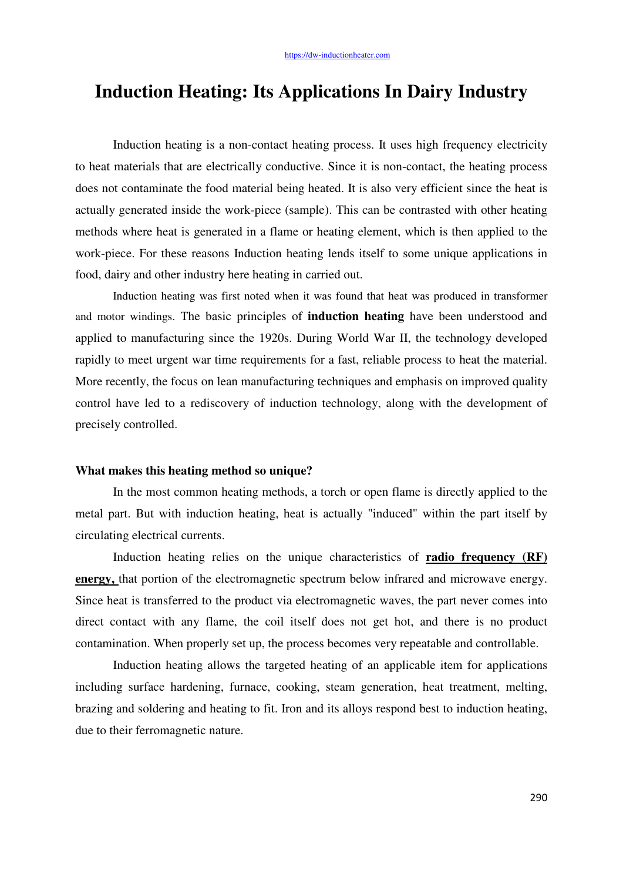# Induction Heating: Its Applications In Dairy Industry

Induction heating is a non-contact heating process. It uses high frequency electricity to heat materials that are electrically conductive. Since it is non-contact, the heating process does not contaminate the food material being heated. It is also very efficient since the heat is actually generated inside the work-piece (sample). This can be contrasted with other heating methods where heat is generated in a flame or heating element, which is then applied to the work-piece. For these reasons Induction heating lends itself to some unique applications in food, dairy and other industry here heating in carried out.

Induction heating was first noted when it was found that heat was produced in transformer and motor windings. The basic principles of **induction heating** have been understood and applied to manufacturing since the 1920s. During World War II, the technology developed rapidly to meet urgent war time requirements for a fast, reliable process to heat the material. More recently, the focus on lean manufacturing techniques and emphasis on improved quality control have led to a rediscovery of induction technology, along with the development of precisely controlled.

### What makes this heating method so unique?

In the most common heating methods, a torch or open flame is directly applied to the metal part. But with induction heating, heat is actually "induced" within the part itself by circulating electrical currents.

Induction heating relies on the unique characteristics of **radio frequency (RF) energy,** that portion of the electromagnetic spectrum below infrared and microwave energy. Since heat is transferred to the product via electromagnetic waves, the part never comes into direct contact with any flame, the coil itself does not get hot, and there is no product contamination. When properly set up, the process becomes very repeatable and controllable.

Induction heating allows the targeted heating of an applicable item for applications including surface hardening, furnace, cooking, steam generation, heat treatment, melting, brazing and soldering and heating to fit. Iron and its alloys respond best to induction heating, due to their ferromagnetic nature.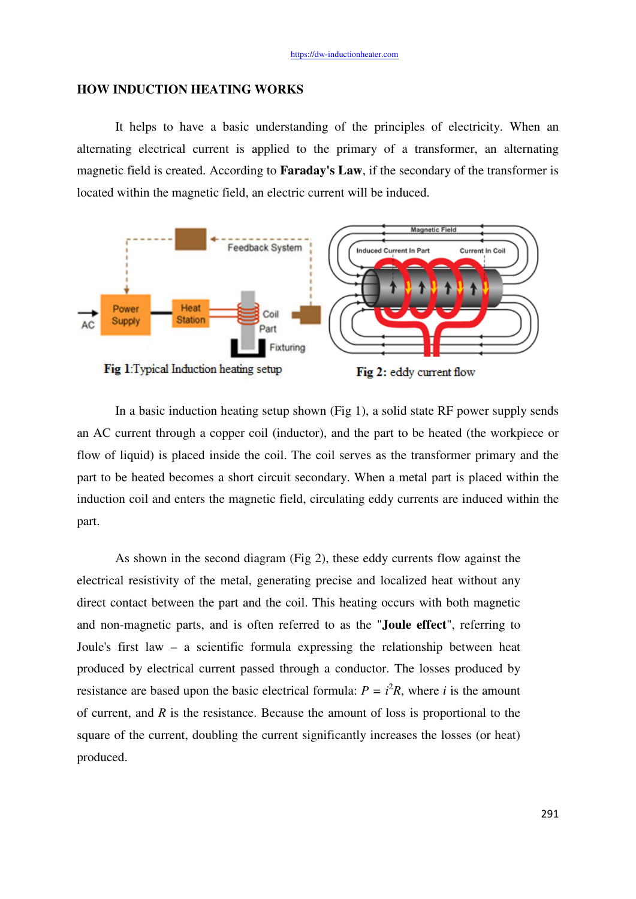## HOW INDUCTION HEATING WORKS

It helps to have a basic understanding of the principles of electricity. When an alternating electrical current is applied to the primary of a transformer, an alternating magnetic field is created. According to **Faraday's Law**, if the secondary of the transformer is located within the magnetic field, an electric current will be induced.

**Fig 1**:Typical Induction heating setup

**Fig 2:** eddy current flow

In a basic induction heating setup shown (Fig 1), a solid state RF power supply sends an AC current through a copper coil (inductor), and the part to be heated (the workpiece or flow of liquid) is placed inside the coil. The coil serves as the transformer primary and the part to be heated becomes a short circuit secondary. When a metal part is placed within the induction coil and enters the magnetic field, circulating eddy currents are induced within the part.

As shown in the second diagram (Fig 2), these eddy currents flow against the electrical resistivity of the metal, generating precise and localized heat without any direct contact between the part and the coil. This heating occurs with both magnetic and non-magnetic parts, and is often referred to as the "**Joule effect**", referring to Joule's first law – a scientific formula expressing the relationship between heat produced by electrical current passed through a conductor. The losses produced by resistance are based upon the basic electrical formula: $P = i^2R$, where $i$ is the amount of current, and $R$ is the resistance. Because the amount of loss is proportional to the square of the current, doubling the current significantly increases the losses (or heat) produced.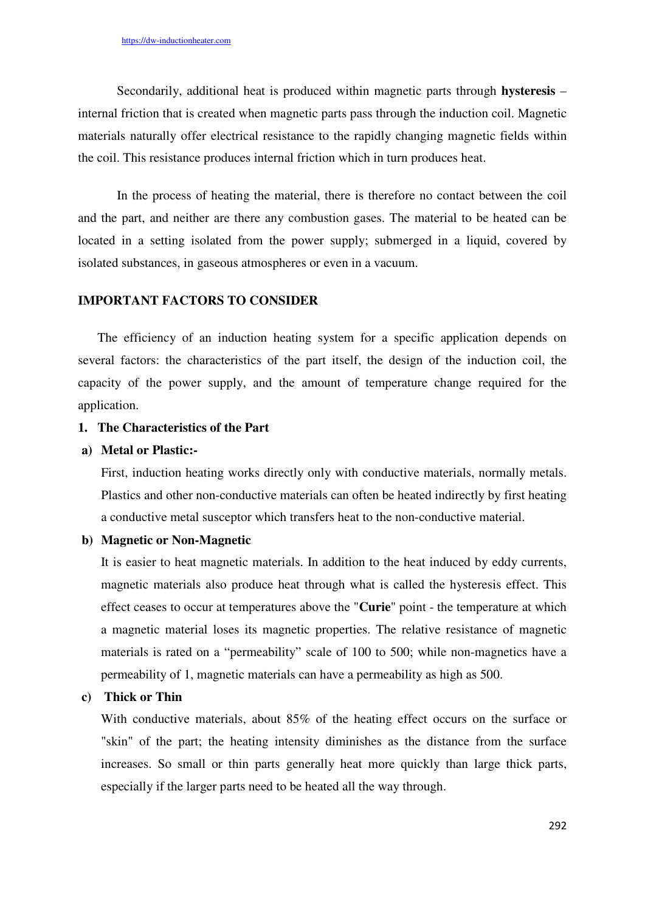Secondarily, additional heat is produced within magnetic parts through **hysteresis** – internal friction that is created when magnetic parts pass through the induction coil. Magnetic materials naturally offer electrical resistance to the rapidly changing magnetic fields within the coil. This resistance produces internal friction which in turn produces heat.

In the process of heating the material, there is therefore no contact between the coil and the part, and neither are there any combustion gases. The material to be heated can be located in a setting isolated from the power supply; submerged in a liquid, covered by isolated substances, in gaseous atmospheres or even in a vacuum.

## IMPORTANT FACTORS TO CONSIDER

The efficiency of an induction heating system for a specific application depends on several factors: the characteristics of the part itself, the design of the induction coil, the capacity of the power supply, and the amount of temperature change required for the application.

### 1. The Characteristics of the Part

**a) Metal or Plastic:-**

First, induction heating works directly only with conductive materials, normally metals. Plastics and other non-conductive materials can often be heated indirectly by first heating a conductive metal susceptor which transfers heat to the non-conductive material.

**b) Magnetic or Non-Magnetic**

It is easier to heat magnetic materials. In addition to the heat induced by eddy currents, magnetic materials also produce heat through what is called the hysteresis effect. This effect ceases to occur at temperatures above the "**Curie**" point - the temperature at which a magnetic material loses its magnetic properties. The relative resistance of magnetic materials is rated on a "permeability" scale of 100 to 500; while non-magnetics have a permeability of 1, magnetic materials can have a permeability as high as 500.

**c) Thick or Thin**

With conductive materials, about 85% of the heating effect occurs on the surface or "skin" of the part; the heating intensity diminishes as the distance from the surface increases. So small or thin parts generally heat more quickly than large thick parts, especially if the larger parts need to be heated all the way through.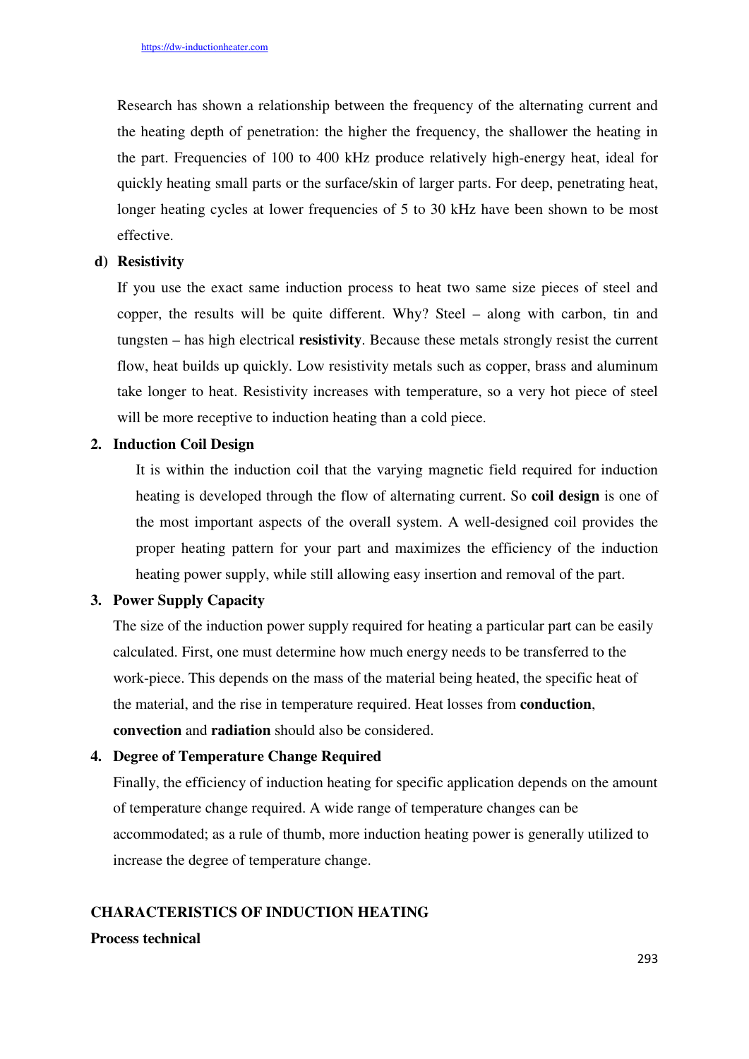Research has shown a relationship between the frequency of the alternating current and the heating depth of penetration: the higher the frequency, the shallower the heating in the part. Frequencies of 100 to 400 kHz produce relatively high-energy heat, ideal for quickly heating small parts or the surface/skin of larger parts. For deep, penetrating heat, longer heating cycles at lower frequencies of 5 to 30 kHz have been shown to be most effective.

**d) Resistivity**

If you use the exact same induction process to heat two same size pieces of steel and copper, the results will be quite different. Why? Steel – along with carbon, tin and tungsten – has high electrical **resistivity**. Because these metals strongly resist the current flow, heat builds up quickly. Low resistivity metals such as copper, brass and aluminum take longer to heat. Resistivity increases with temperature, so a very hot piece of steel will be more receptive to induction heating than a cold piece.

**2. Induction Coil Design**

It is within the induction coil that the varying magnetic field required for induction heating is developed through the flow of alternating current. So **coil design** is one of the most important aspects of the overall system. A well-designed coil provides the proper heating pattern for your part and maximizes the efficiency of the induction heating power supply, while still allowing easy insertion and removal of the part.

**3. Power Supply Capacity**

The size of the induction power supply required for heating a particular part can be easily calculated. First, one must determine how much energy needs to be transferred to the work-piece. This depends on the mass of the material being heated, the specific heat of the material, and the rise in temperature required. Heat losses from **conduction**, **convection** and **radiation** should also be considered.

**4. Degree of Temperature Change Required**

Finally, the efficiency of induction heating for specific application depends on the amount of temperature change required. A wide range of temperature changes can be accommodated; as a rule of thumb, more induction heating power is generally utilized to increase the degree of temperature change.

## CHARACTERISTICS OF INDUCTION HEATING

**Process technical**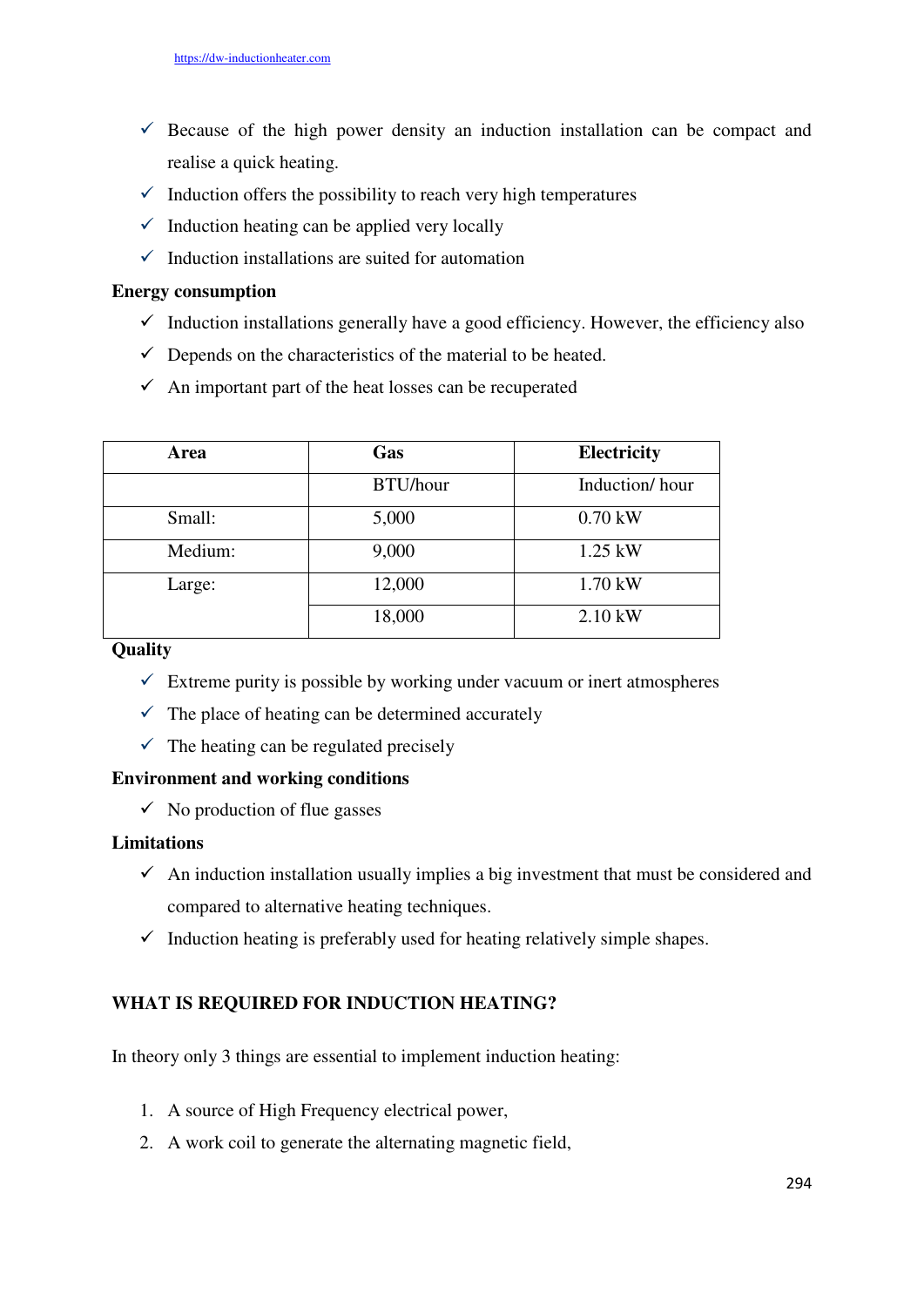- ✓ Because of the high power density an induction installation can be compact and realise a quick heating.
- ✓ Induction offers the possibility to reach very high temperatures
- ✓ Induction heating can be applied very locally
- ✓ Induction installations are suited for automation

**Energy consumption**

- ✓ Induction installations generally have a good efficiency. However, the efficiency also
- ✓ Depends on the characteristics of the material to be heated.
- ✓ An important part of the heat losses can be recuperated

| Area | Gas | Electricity |
|---|---|---|
| | BTU/hour | Induction/ hour |
| Small: | 5,000 | 0.70 kW |
| Medium: | 9,000 | 1.25 kW |
| Large: | 12,000 | 1.70 kW |
| | 18,000 | 2.10 kW |

**Quality**

- ✓ Extreme purity is possible by working under vacuum or inert atmospheres
- ✓ The place of heating can be determined accurately
- ✓ The heating can be regulated precisely

**Environment and working conditions**

- ✓ No production of flue gasses

**Limitations**

- ✓ An induction installation usually implies a big investment that must be considered and compared to alternative heating techniques.
- ✓ Induction heating is preferably used for heating relatively simple shapes.

## WHAT IS REQUIRED FOR INDUCTION HEATING?

In theory only 3 things are essential to implement induction heating:

1. A source of High Frequency electrical power,
2. A work coil to generate the alternating magnetic field,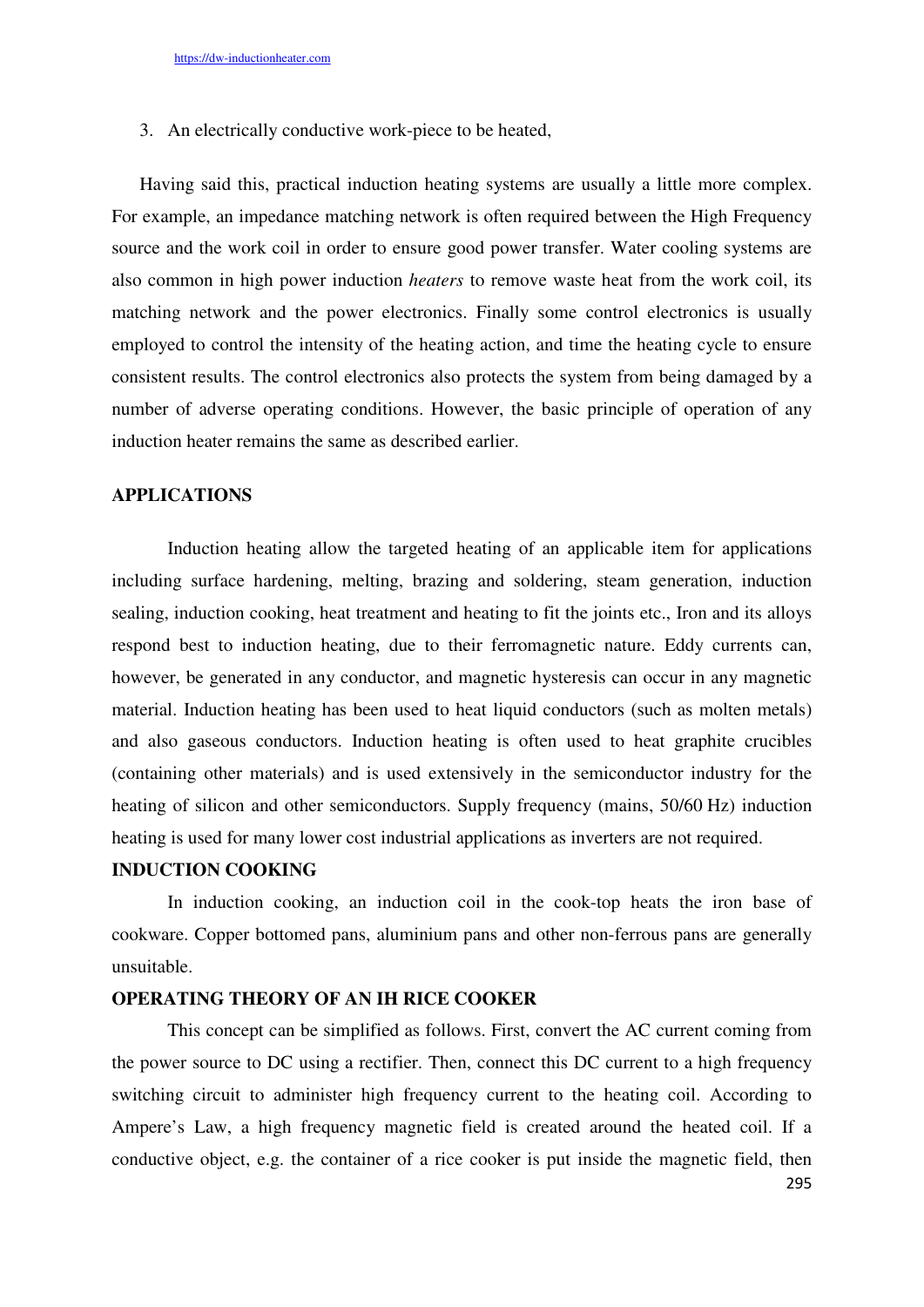3. An electrically conductive work-piece to be heated,

Having said this, practical induction heating systems are usually a little more complex. For example, an impedance matching network is often required between the High Frequency source and the work coil in order to ensure good power transfer. Water cooling systems are also common in high power induction *heaters* to remove waste heat from the work coil, its matching network and the power electronics. Finally some control electronics is usually employed to control the intensity of the heating action, and time the heating cycle to ensure consistent results. The control electronics also protects the system from being damaged by a number of adverse operating conditions. However, the basic principle of operation of any induction heater remains the same as described earlier.

## APPLICATIONS

Induction heating allow the targeted heating of an applicable item for applications including surface hardening, melting, brazing and soldering, steam generation, induction sealing, induction cooking, heat treatment and heating to fit the joints etc., Iron and its alloys respond best to induction heating, due to their ferromagnetic nature. Eddy currents can, however, be generated in any conductor, and magnetic hysteresis can occur in any magnetic material. Induction heating has been used to heat liquid conductors (such as molten metals) and also gaseous conductors. Induction heating is often used to heat graphite crucibles (containing other materials) and is used extensively in the semiconductor industry for the heating of silicon and other semiconductors. Supply frequency (mains, 50/60 Hz) induction heating is used for many lower cost industrial applications as inverters are not required.

## INDUCTION COOKING

In induction cooking, an induction coil in the cook-top heats the iron base of cookware. Copper bottomed pans, aluminium pans and other non-ferrous pans are generally unsuitable.

## OPERATING THEORY OF AN IH RICE COOKER

This concept can be simplified as follows. First, convert the AC current coming from the power source to DC using a rectifier. Then, connect this DC current to a high frequency switching circuit to administer high frequency current to the heating coil. According to Ampere's Law, a high frequency magnetic field is created around the heated coil. If a conductive object, e.g. the container of a rice cooker is put inside the magnetic field, then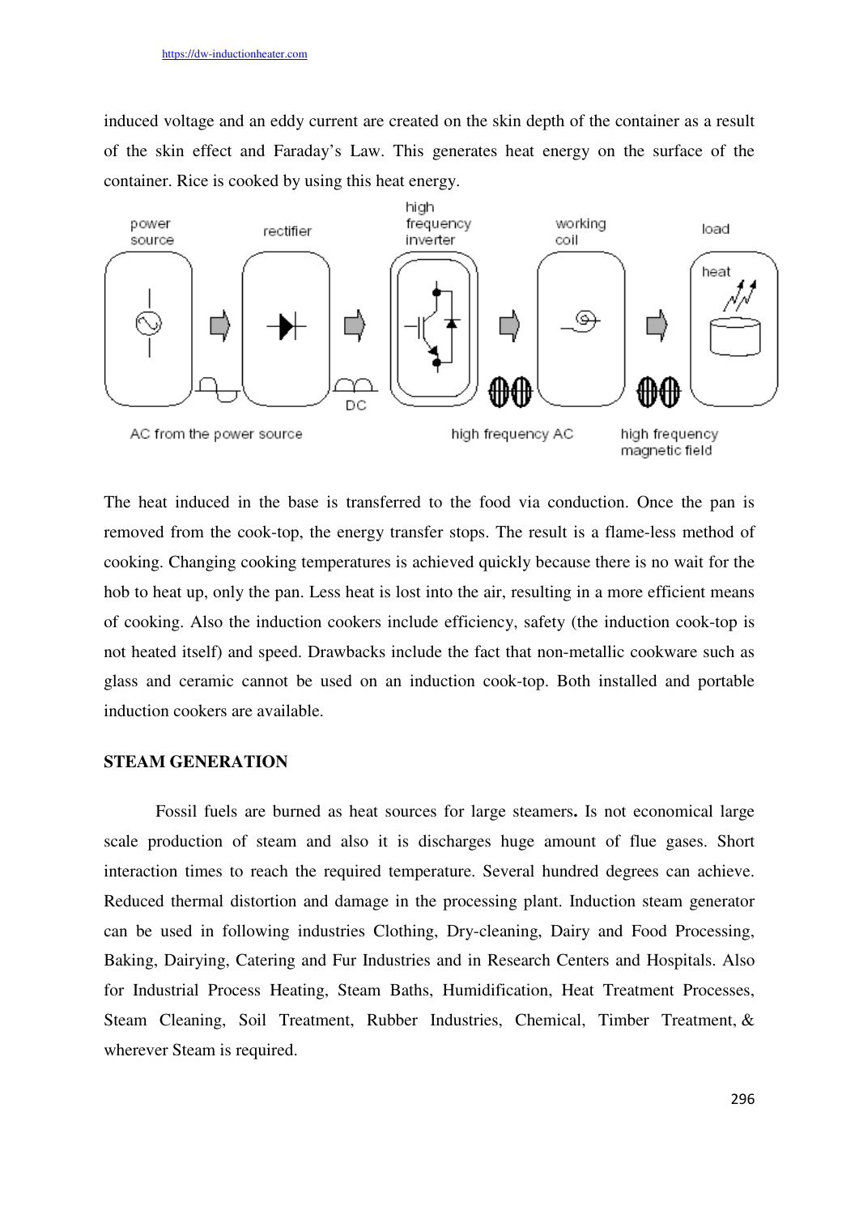induced voltage and an eddy current are created on the skin depth of the container as a result of the skin effect and Faraday's Law. This generates heat energy on the surface of the container. Rice is cooked by using this heat energy.

power source | rectifier | high frequency inverter | working coil | load

heat

AC from the power source | DC | high frequency AC | high frequency magnetic field

The heat induced in the base is transferred to the food via conduction. Once the pan is removed from the cook-top, the energy transfer stops. The result is a flame-less method of cooking. Changing cooking temperatures is achieved quickly because there is no wait for the hob to heat up, only the pan. Less heat is lost into the air, resulting in a more efficient means of cooking. Also the induction cookers include efficiency, safety (the induction cook-top is not heated itself) and speed. Drawbacks include the fact that non-metallic cookware such as glass and ceramic cannot be used on an induction cook-top. Both installed and portable induction cookers are available.

**STEAM GENERATION**

Fossil fuels are burned as heat sources for large steamers**.** Is not economical large scale production of steam and also it is discharges huge amount of flue gases. Short interaction times to reach the required temperature. Several hundred degrees can achieve. Reduced thermal distortion and damage in the processing plant. Induction steam generator can be used in following industries Clothing, Dry-cleaning, Dairy and Food Processing, Baking, Dairying, Catering and Fur Industries and in Research Centers and Hospitals. Also for Industrial Process Heating, Steam Baths, Humidification, Heat Treatment Processes, Steam Cleaning, Soil Treatment, Rubber Industries, Chemical, Timber Treatment, & wherever Steam is required.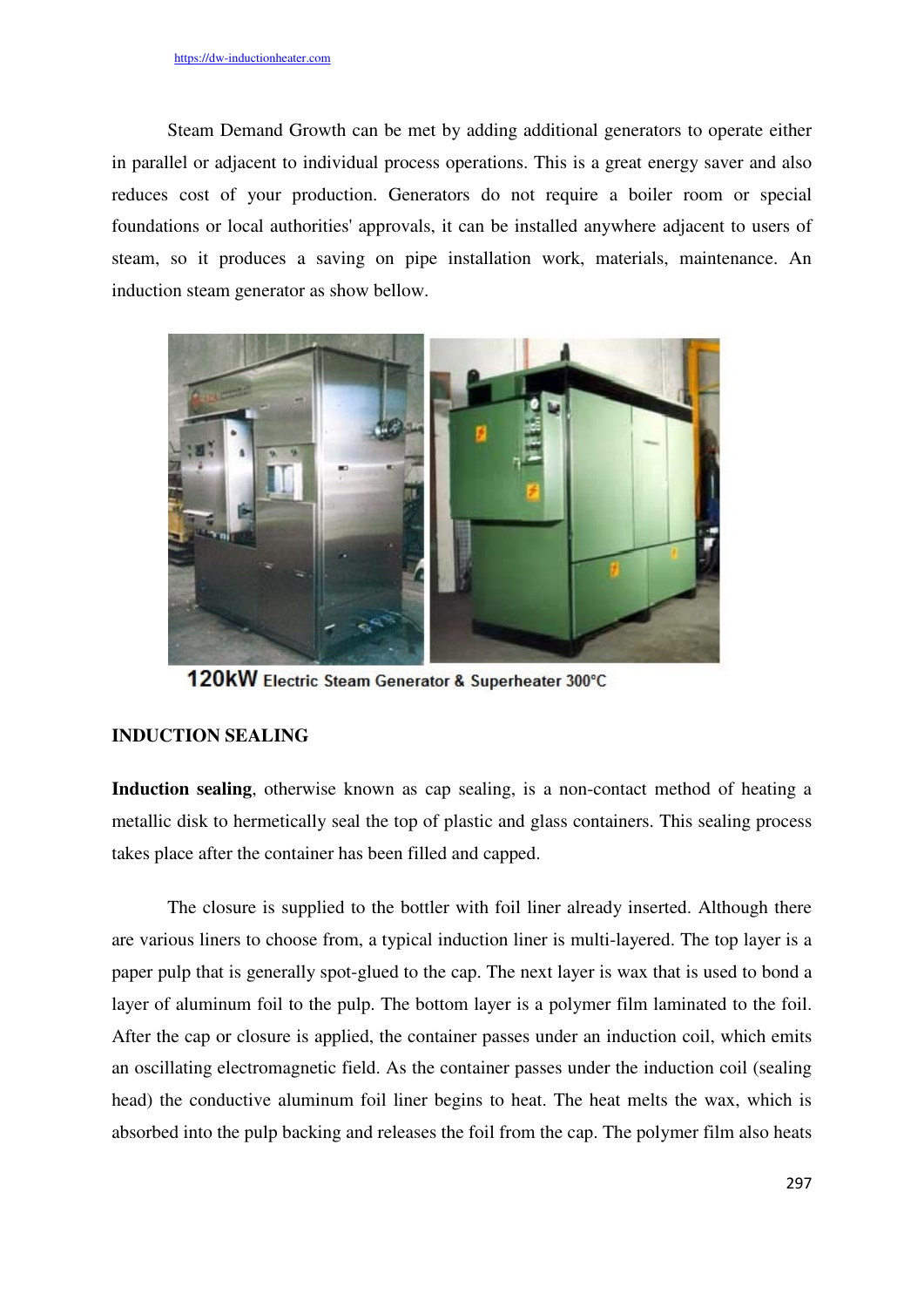Steam Demand Growth can be met by adding additional generators to operate either in parallel or adjacent to individual process operations. This is a great energy saver and also reduces cost of your production. Generators do not require a boiler room or special foundations or local authorities' approvals, it can be installed anywhere adjacent to users of steam, so it produces a saving on pipe installation work, materials, maintenance. An induction steam generator as show bellow.

120kW Electric Steam Generator & Superheater 300°C

## INDUCTION SEALING

**Induction sealing**, otherwise known as cap sealing, is a non-contact method of heating a metallic disk to hermetically seal the top of plastic and glass containers. This sealing process takes place after the container has been filled and capped.

The closure is supplied to the bottler with foil liner already inserted. Although there are various liners to choose from, a typical induction liner is multi-layered. The top layer is a paper pulp that is generally spot-glued to the cap. The next layer is wax that is used to bond a layer of aluminum foil to the pulp. The bottom layer is a polymer film laminated to the foil. After the cap or closure is applied, the container passes under an induction coil, which emits an oscillating electromagnetic field. As the container passes under the induction coil (sealing head) the conductive aluminum foil liner begins to heat. The heat melts the wax, which is absorbed into the pulp backing and releases the foil from the cap. The polymer film also heats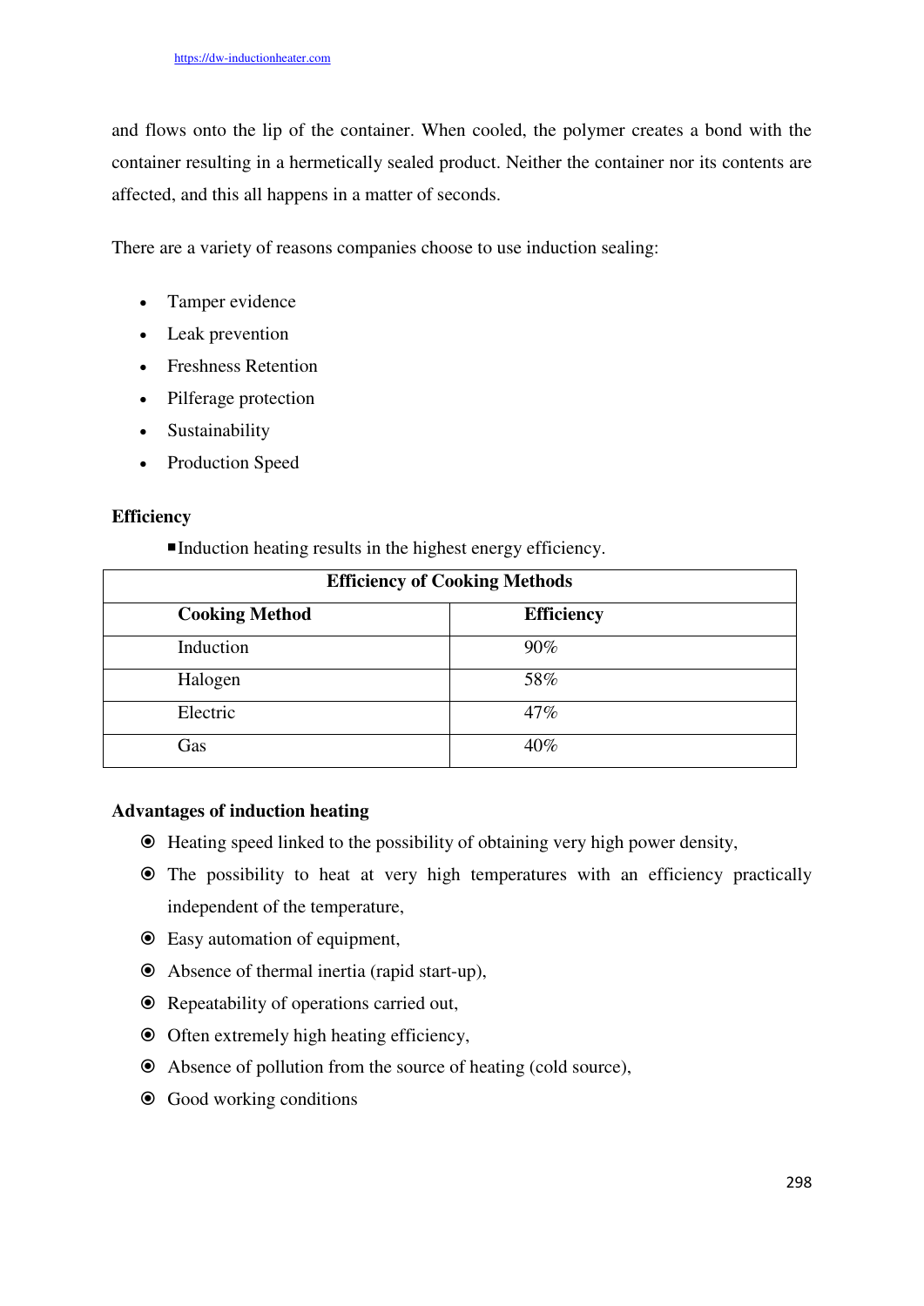and flows onto the lip of the container. When cooled, the polymer creates a bond with the container resulting in a hermetically sealed product. Neither the container nor its contents are affected, and this all happens in a matter of seconds.

There are a variety of reasons companies choose to use induction sealing:

- Tamper evidence
- Leak prevention
- Freshness Retention
- Pilferage protection
- Sustainability
- Production Speed

**Efficiency**

- Induction heating results in the highest energy efficiency.

| Efficiency of Cooking Methods | |
|---|---|
| **Cooking Method** | **Efficiency** |
| Induction | 90% |
| Halogen | 58% |
| Electric | 47% |
| Gas | 40% |

**Advantages of induction heating**

- Heating speed linked to the possibility of obtaining very high power density,
- The possibility to heat at very high temperatures with an efficiency practically independent of the temperature,
- Easy automation of equipment,
- Absence of thermal inertia (rapid start-up),
- Repeatability of operations carried out,
- Often extremely high heating efficiency,
- Absence of pollution from the source of heating (cold source),
- Good working conditions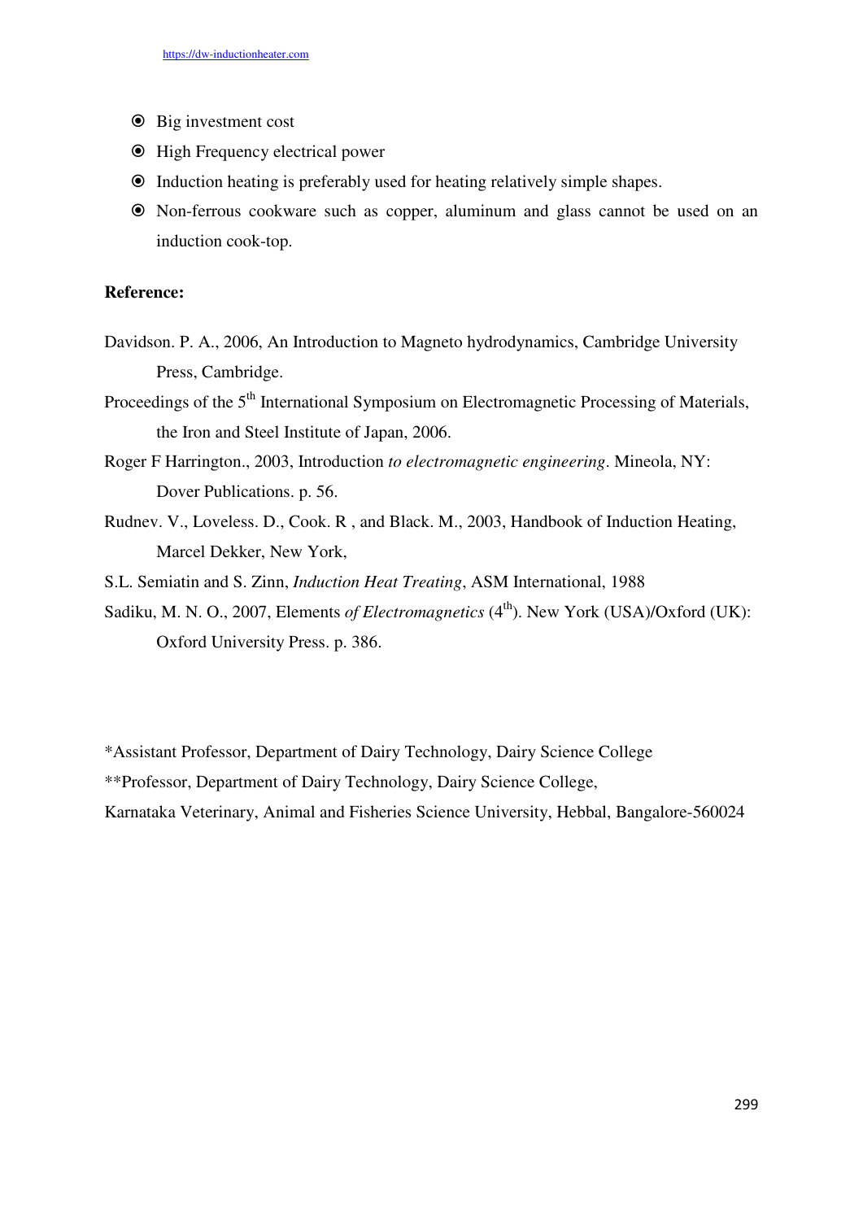- Big investment cost
- High Frequency electrical power
- Induction heating is preferably used for heating relatively simple shapes.
- Non-ferrous cookware such as copper, aluminum and glass cannot be used on an induction cook-top.

**Reference:**

Davidson. P. A., 2006, An Introduction to Magneto hydrodynamics, Cambridge University Press, Cambridge.

Proceedings of the 5th International Symposium on Electromagnetic Processing of Materials, the Iron and Steel Institute of Japan, 2006.

Roger F Harrington., 2003, Introduction *to electromagnetic engineering*. Mineola, NY: Dover Publications. p. 56.

Rudnev. V., Loveless. D., Cook. R , and Black. M., 2003, Handbook of Induction Heating, Marcel Dekker, New York,

S.L. Semiatin and S. Zinn, *Induction Heat Treating*, ASM International, 1988

Sadiku, M. N. O., 2007, Elements *of Electromagnetics* (4th). New York (USA)/Oxford (UK): Oxford University Press. p. 386.

*Assistant Professor, Department of Dairy Technology, Dairy Science College

**Professor, Department of Dairy Technology, Dairy Science College,

Karnataka Veterinary, Animal and Fisheries Science University, Hebbal, Bangalore-560024